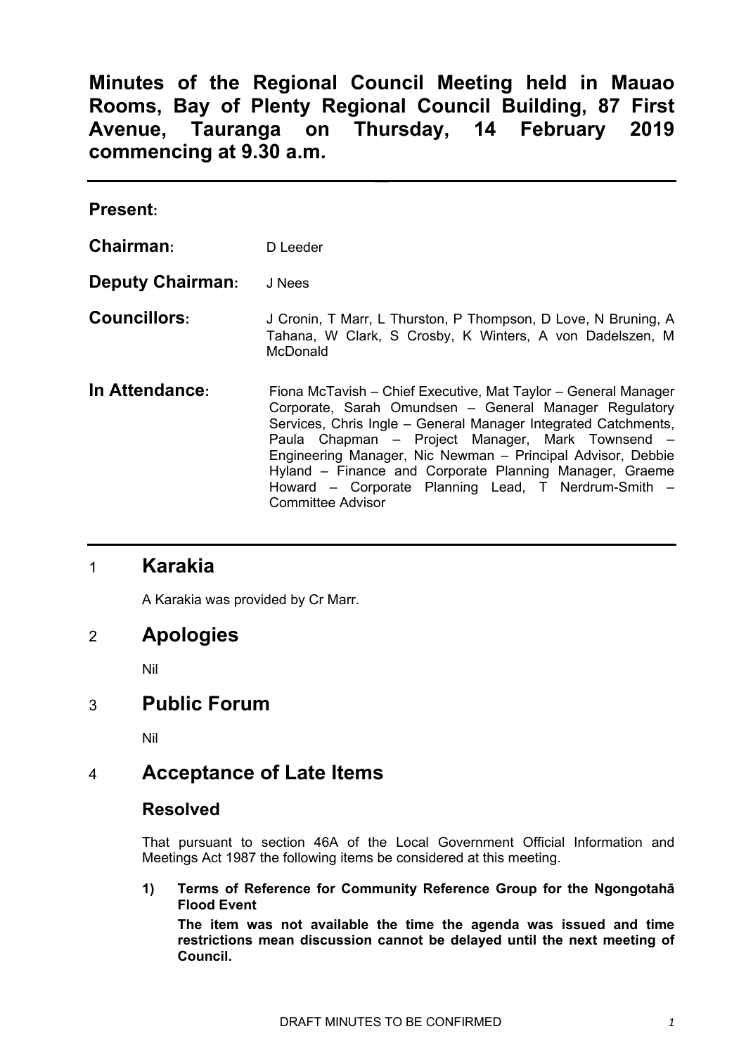# Minutes of the Regional Council Meeting held in Mauao Rooms, Bay of Plenty Regional Council Building, 87 First Avenue, Tauranga on Thursday, 14 February 2019 commencing at 9.30 a.m.

---

**Present:**

**Chairman:** D Leeder

**Deputy Chairman:** J Nees

**Councillors:** J Cronin, T Marr, L Thurston, P Thompson, D Love, N Bruning, A Tahana, W Clark, S Crosby, K Winters, A von Dadelszen, M McDonald

**In Attendance:** Fiona McTavish – Chief Executive, Mat Taylor – General Manager Corporate, Sarah Omundsen – General Manager Regulatory Services, Chris Ingle – General Manager Integrated Catchments, Paula Chapman – Project Manager, Mark Townsend – Engineering Manager, Nic Newman – Principal Advisor, Debbie Hyland – Finance and Corporate Planning Manager, Graeme Howard – Corporate Planning Lead, T Nerdrum-Smith – Committee Advisor

---

## 1 Karakia

A Karakia was provided by Cr Marr.

## 2 Apologies

Nil

## 3 Public Forum

Nil

## 4 Acceptance of Late Items

### Resolved

That pursuant to section 46A of the Local Government Official Information and Meetings Act 1987 the following items be considered at this meeting.

1) **Terms of Reference for Community Reference Group for the Ngongotahā Flood Event**

   **The item was not available the time the agenda was issued and time restrictions mean discussion cannot be delayed until the next meeting of Council.**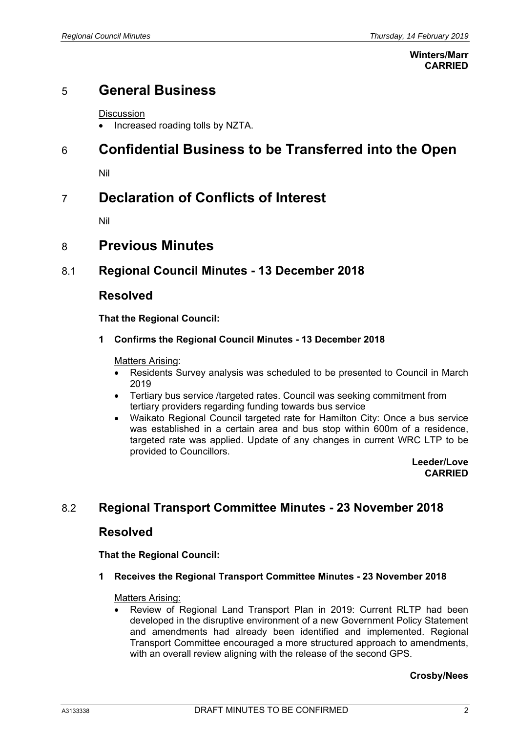**Winters/Marr**
**CARRIED**

# 5 General Business

Discussion

- Increased roading tolls by NZTA.

# 6 Confidential Business to be Transferred into the Open

Nil

# 7 Declaration of Conflicts of Interest

Nil

# 8 Previous Minutes

## 8.1 Regional Council Minutes - 13 December 2018

### Resolved

**That the Regional Council:**

**1 Confirms the Regional Council Minutes - 13 December 2018**

Matters Arising:

- Residents Survey analysis was scheduled to be presented to Council in March 2019
- Tertiary bus service /targeted rates. Council was seeking commitment from tertiary providers regarding funding towards bus service
- Waikato Regional Council targeted rate for Hamilton City: Once a bus service was established in a certain area and bus stop within 600m of a residence, targeted rate was applied. Update of any changes in current WRC LTP to be provided to Councillors.

**Leeder/Love**
**CARRIED**

## 8.2 Regional Transport Committee Minutes - 23 November 2018

### Resolved

**That the Regional Council:**

**1 Receives the Regional Transport Committee Minutes - 23 November 2018**

Matters Arising:

- Review of Regional Land Transport Plan in 2019: Current RLTP had been developed in the disruptive environment of a new Government Policy Statement and amendments had already been identified and implemented. Regional Transport Committee encouraged a more structured approach to amendments, with an overall review aligning with the release of the second GPS.

**Crosby/Nees**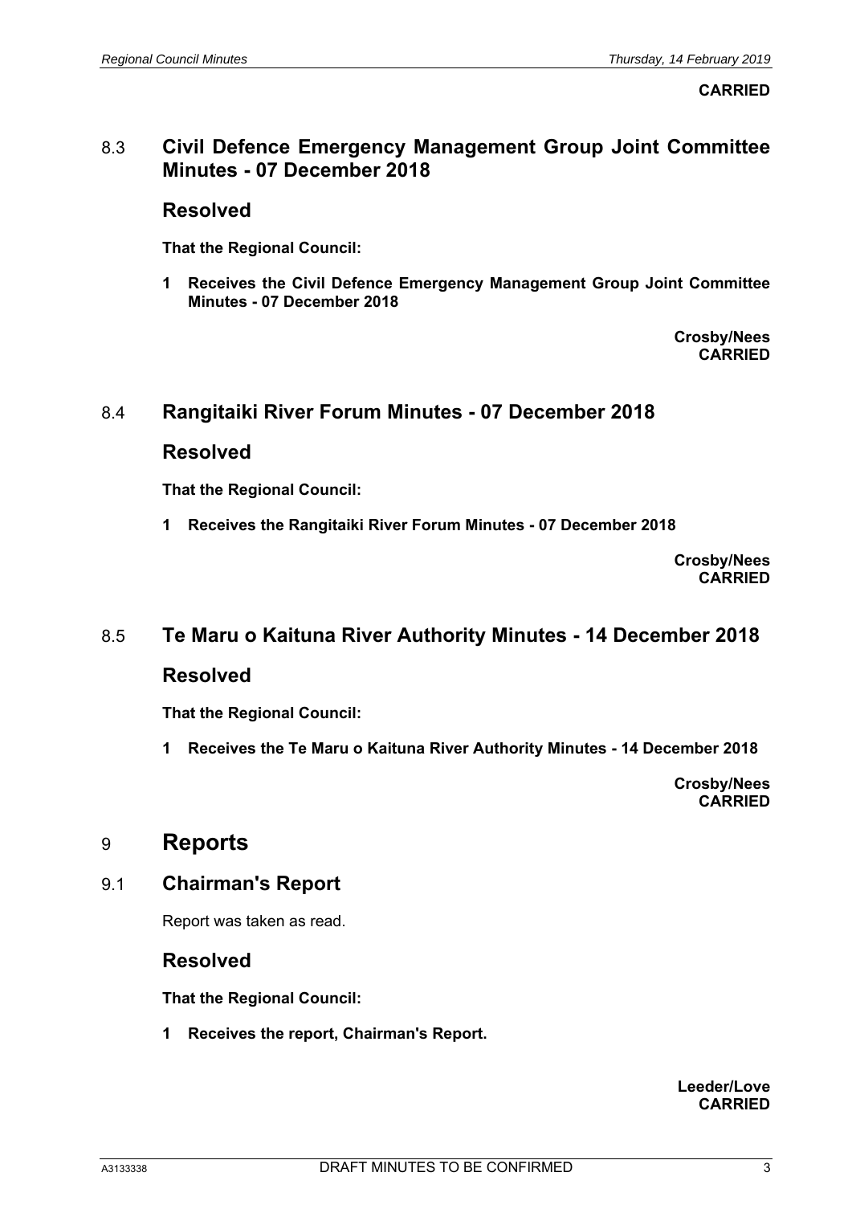**CARRIED**

## 8.3 Civil Defence Emergency Management Group Joint Committee Minutes - 07 December 2018

### Resolved

**That the Regional Council:**

**1 Receives the Civil Defence Emergency Management Group Joint Committee Minutes - 07 December 2018**

**Crosby/Nees**
**CARRIED**

## 8.4 Rangitaiki River Forum Minutes - 07 December 2018

### Resolved

**That the Regional Council:**

**1 Receives the Rangitaiki River Forum Minutes - 07 December 2018**

**Crosby/Nees**
**CARRIED**

## 8.5 Te Maru o Kaituna River Authority Minutes - 14 December 2018

### Resolved

**That the Regional Council:**

**1 Receives the Te Maru o Kaituna River Authority Minutes - 14 December 2018**

**Crosby/Nees**
**CARRIED**

# 9 Reports

## 9.1 Chairman's Report

Report was taken as read.

### Resolved

**That the Regional Council:**

**1 Receives the report, Chairman's Report.**

**Leeder/Love**
**CARRIED**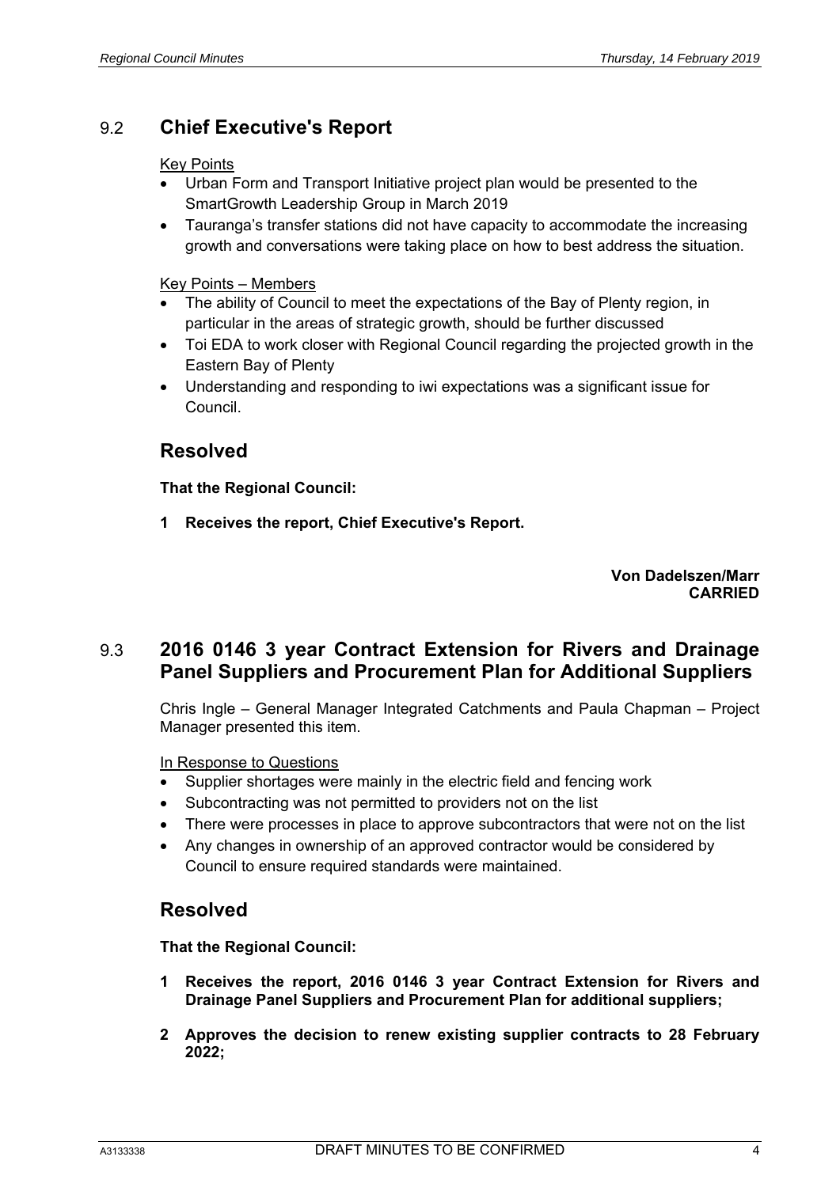## 9.2 Chief Executive's Report

Key Points

- Urban Form and Transport Initiative project plan would be presented to the SmartGrowth Leadership Group in March 2019
- Tauranga's transfer stations did not have capacity to accommodate the increasing growth and conversations were taking place on how to best address the situation.

Key Points – Members

- The ability of Council to meet the expectations of the Bay of Plenty region, in particular in the areas of strategic growth, should be further discussed
- Toi EDA to work closer with Regional Council regarding the projected growth in the Eastern Bay of Plenty
- Understanding and responding to iwi expectations was a significant issue for Council.

### Resolved

**That the Regional Council:**

**1 Receives the report, Chief Executive's Report.**

**Von Dadelszen/Marr**
**CARRIED**

## 9.3 2016 0146 3 year Contract Extension for Rivers and Drainage Panel Suppliers and Procurement Plan for Additional Suppliers

Chris Ingle – General Manager Integrated Catchments and Paula Chapman – Project Manager presented this item.

In Response to Questions

- Supplier shortages were mainly in the electric field and fencing work
- Subcontracting was not permitted to providers not on the list
- There were processes in place to approve subcontractors that were not on the list
- Any changes in ownership of an approved contractor would be considered by Council to ensure required standards were maintained.

### Resolved

**That the Regional Council:**

**1 Receives the report, 2016 0146 3 year Contract Extension for Rivers and Drainage Panel Suppliers and Procurement Plan for additional suppliers;**

**2 Approves the decision to renew existing supplier contracts to 28 February 2022;**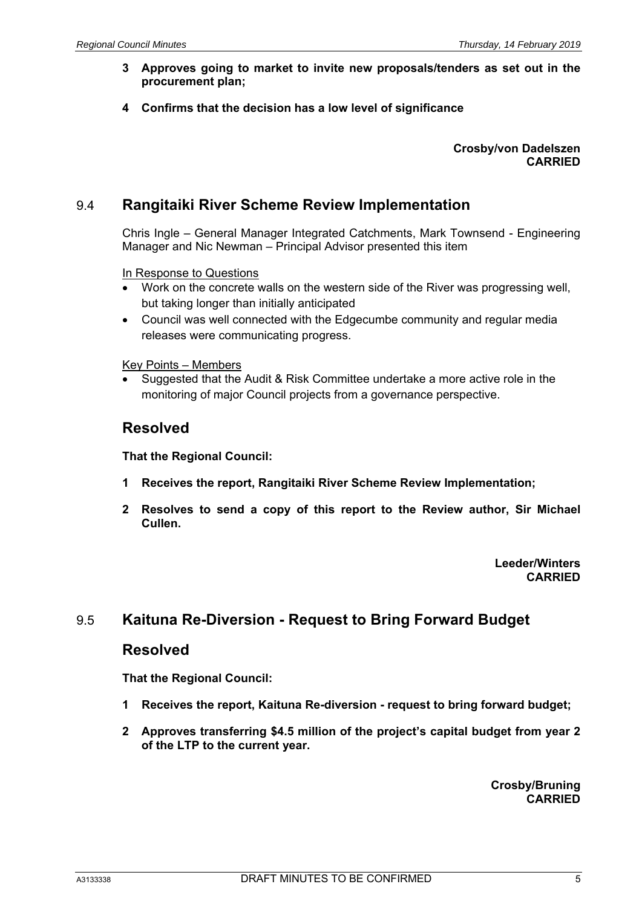**3 Approves going to market to invite new proposals/tenders as set out in the procurement plan;**

**4 Confirms that the decision has a low level of significance**

**Crosby/von Dadelszen**
**CARRIED**

## 9.4 Rangitaiki River Scheme Review Implementation

Chris Ingle – General Manager Integrated Catchments, Mark Townsend - Engineering Manager and Nic Newman – Principal Advisor presented this item

In Response to Questions

- Work on the concrete walls on the western side of the River was progressing well, but taking longer than initially anticipated
- Council was well connected with the Edgecumbe community and regular media releases were communicating progress.

Key Points – Members

- Suggested that the Audit & Risk Committee undertake a more active role in the monitoring of major Council projects from a governance perspective.

## Resolved

**That the Regional Council:**

**1 Receives the report, Rangitaiki River Scheme Review Implementation;**

**2 Resolves to send a copy of this report to the Review author, Sir Michael Cullen.**

**Leeder/Winters**
**CARRIED**

## 9.5 Kaituna Re-Diversion - Request to Bring Forward Budget

## Resolved

**That the Regional Council:**

**1 Receives the report, Kaituna Re-diversion - request to bring forward budget;**

**2 Approves transferring $4.5 million of the project's capital budget from year 2 of the LTP to the current year.**

**Crosby/Bruning**
**CARRIED**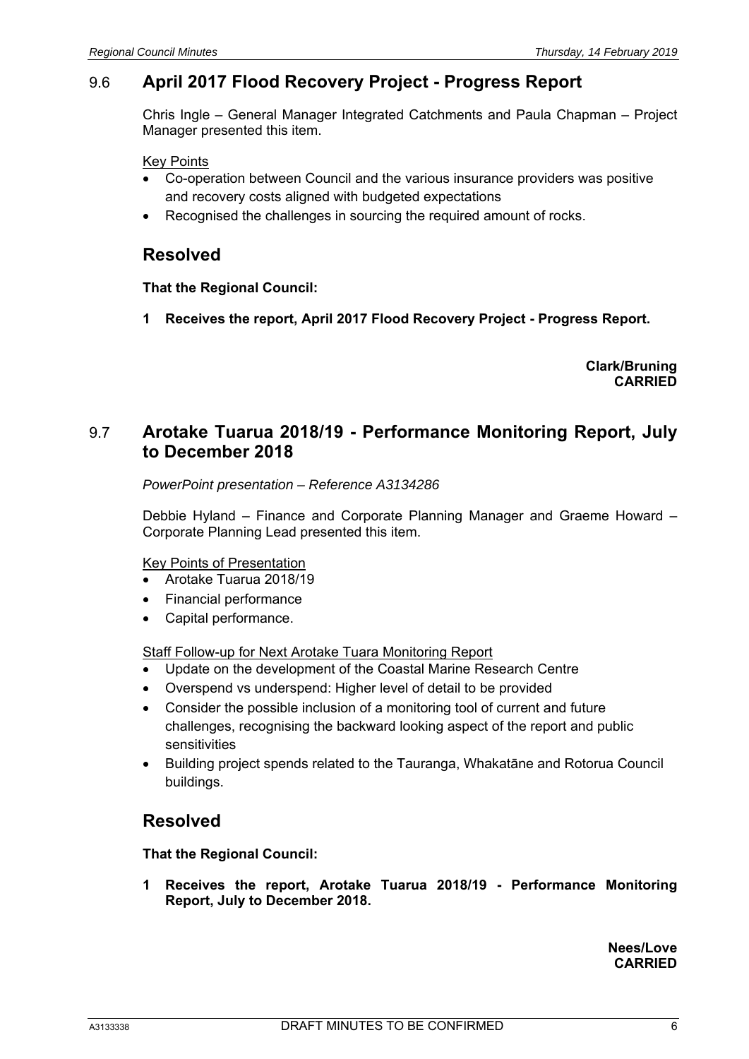## 9.6 April 2017 Flood Recovery Project - Progress Report

Chris Ingle – General Manager Integrated Catchments and Paula Chapman – Project Manager presented this item.

Key Points

- Co-operation between Council and the various insurance providers was positive and recovery costs aligned with budgeted expectations
- Recognised the challenges in sourcing the required amount of rocks.

### Resolved

**That the Regional Council:**

**1 Receives the report, April 2017 Flood Recovery Project - Progress Report.**

**Clark/Bruning**
**CARRIED**

## 9.7 Arotake Tuarua 2018/19 - Performance Monitoring Report, July to December 2018

*PowerPoint presentation – Reference A3134286*

Debbie Hyland – Finance and Corporate Planning Manager and Graeme Howard – Corporate Planning Lead presented this item.

Key Points of Presentation

- Arotake Tuarua 2018/19
- Financial performance
- Capital performance.

Staff Follow-up for Next Arotake Tuara Monitoring Report

- Update on the development of the Coastal Marine Research Centre
- Overspend vs underspend: Higher level of detail to be provided
- Consider the possible inclusion of a monitoring tool of current and future challenges, recognising the backward looking aspect of the report and public sensitivities
- Building project spends related to the Tauranga, Whakatāne and Rotorua Council buildings.

### Resolved

**That the Regional Council:**

**1 Receives the report, Arotake Tuarua 2018/19 - Performance Monitoring Report, July to December 2018.**

**Nees/Love**
**CARRIED**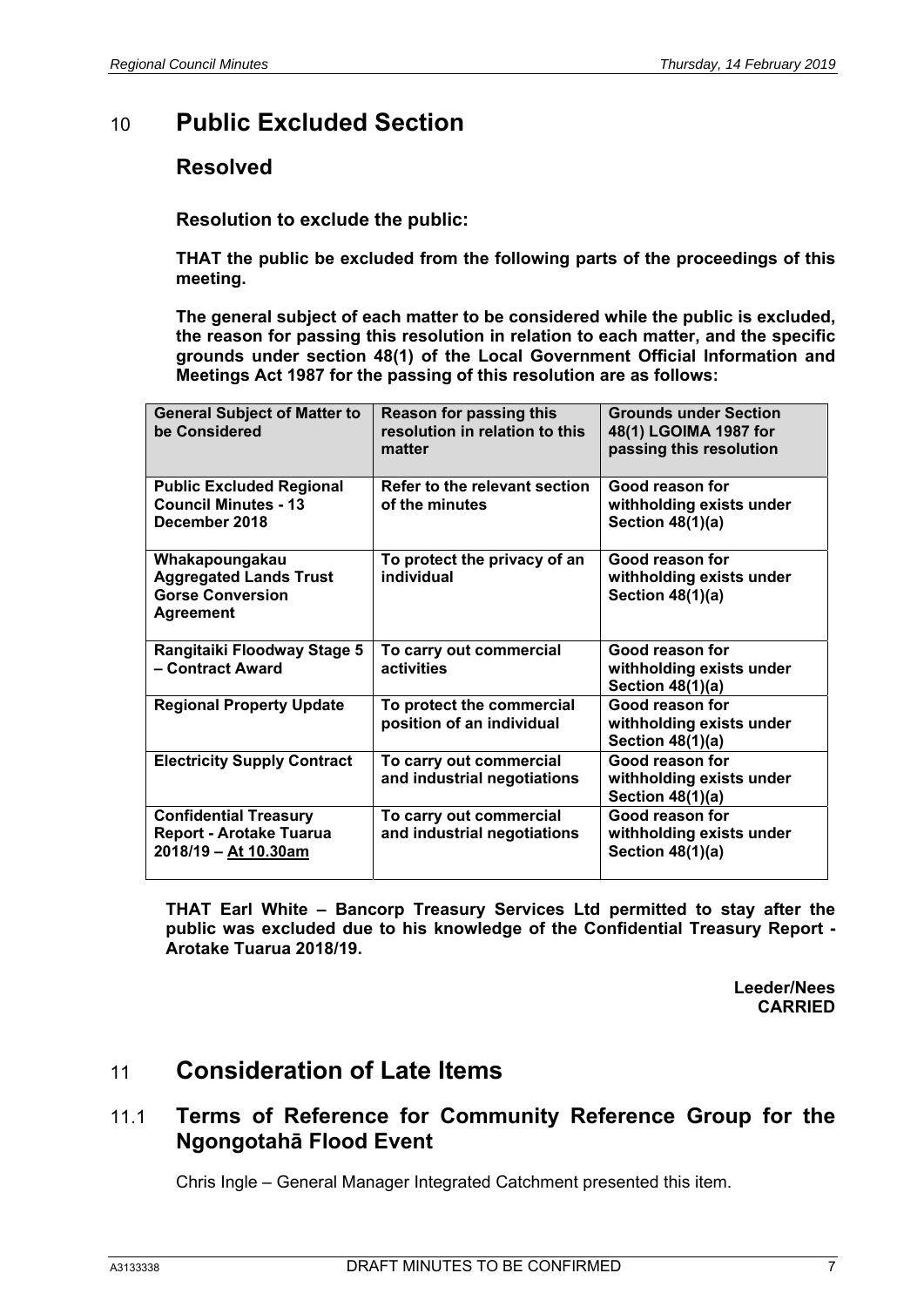# 10 Public Excluded Section

## Resolved

**Resolution to exclude the public:**

**THAT the public be excluded from the following parts of the proceedings of this meeting.**

**The general subject of each matter to be considered while the public is excluded, the reason for passing this resolution in relation to each matter, and the specific grounds under section 48(1) of the Local Government Official Information and Meetings Act 1987 for the passing of this resolution are as follows:**

| General Subject of Matter to be Considered | Reason for passing this resolution in relation to this matter | Grounds under Section 48(1) LGOIMA 1987 for passing this resolution |
|---|---|---|
| **Public Excluded Regional Council Minutes - 13 December 2018** | **Refer to the relevant section of the minutes** | **Good reason for withholding exists under Section 48(1)(a)** |
| **Whakapoungakau Aggregated Lands Trust Gorse Conversion Agreement** | **To protect the privacy of an individual** | **Good reason for withholding exists under Section 48(1)(a)** |
| **Rangitaiki Floodway Stage 5 – Contract Award** | **To carry out commercial activities** | **Good reason for withholding exists under Section 48(1)(a)** |
| **Regional Property Update** | **To protect the commercial position of an individual** | **Good reason for withholding exists under Section 48(1)(a)** |
| **Electricity Supply Contract** | **To carry out commercial and industrial negotiations** | **Good reason for withholding exists under Section 48(1)(a)** |
| **Confidential Treasury Report - Arotake Tuarua 2018/19 – At 10.30am** | **To carry out commercial and industrial negotiations** | **Good reason for withholding exists under Section 48(1)(a)** |

**THAT Earl White – Bancorp Treasury Services Ltd permitted to stay after the public was excluded due to his knowledge of the Confidential Treasury Report - Arotake Tuarua 2018/19.**

**Leeder/Nees**
**CARRIED**

# 11 Consideration of Late Items

## 11.1 Terms of Reference for Community Reference Group for the Ngongotahā Flood Event

Chris Ingle – General Manager Integrated Catchment presented this item.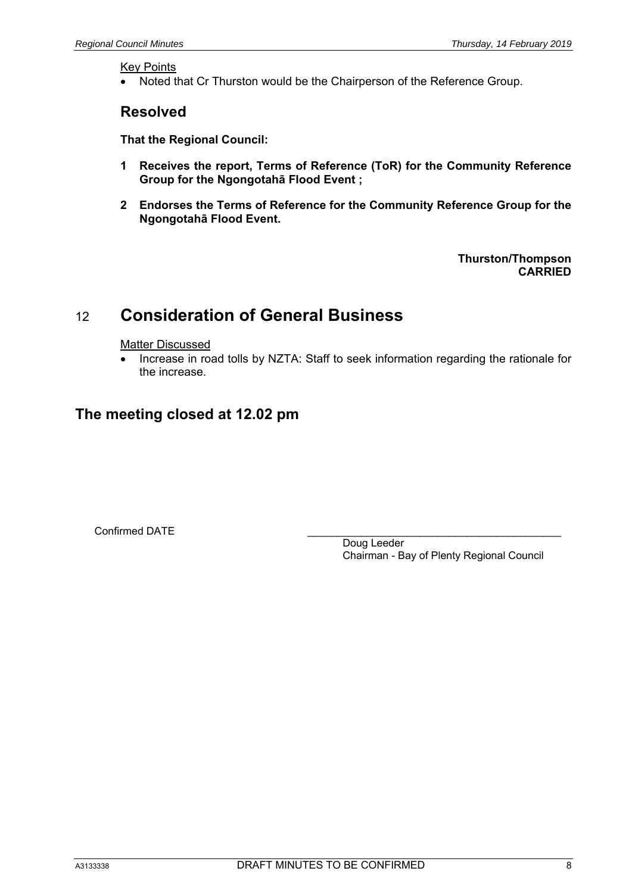Key Points

- Noted that Cr Thurston would be the Chairperson of the Reference Group.

## Resolved

**That the Regional Council:**

**1 Receives the report, Terms of Reference (ToR) for the Community Reference Group for the Ngongotahā Flood Event ;**

**2 Endorses the Terms of Reference for the Community Reference Group for the Ngongotahā Flood Event.**

**Thurston/Thompson**
**CARRIED**

# 12 Consideration of General Business

Matter Discussed

- Increase in road tolls by NZTA: Staff to seek information regarding the rationale for the increase.

## The meeting closed at 12.02 pm

Confirmed DATE

\_\_\_\_\_\_\_\_\_\_\_\_\_\_\_\_\_\_\_\_\_\_\_\_\_\_\_\_\_\_\_\_\_\_\_\_\_\_\_\_\_\_

Doug Leeder
Chairman - Bay of Plenty Regional Council